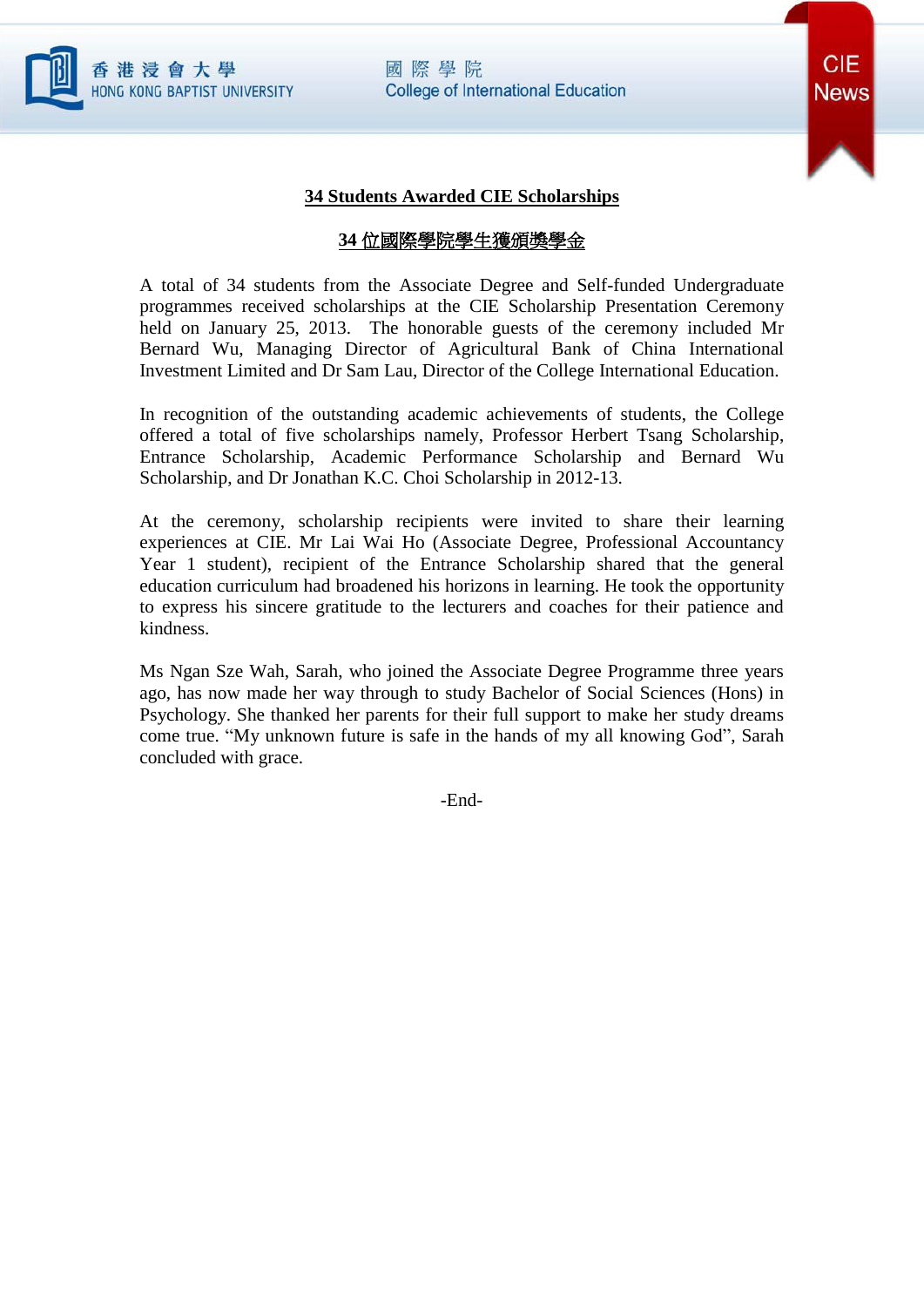**34 Students Awarded CIE Scholarships**

**34 位國際學院學生獲頒獎學金**

A total of 34 students from the Associate Degree and Self-funded Undergraduate programmes received scholarships at the CIE Scholarship Presentation Ceremony held on January 25, 2013. The honorable guests of the ceremony included Mr Bernard Wu, Managing Director of Agricultural Bank of China International Investment Limited and Dr Sam Lau, Director of the College International Education.

In recognition of the outstanding academic achievements of students, the College offered a total of five scholarships namely, Professor Herbert Tsang Scholarship, Entrance Scholarship, Academic Performance Scholarship and Bernard Wu Scholarship, and Dr Jonathan K.C. Choi Scholarship in 2012-13.

At the ceremony, scholarship recipients were invited to share their learning experiences at CIE. Mr Lai Wai Ho (Associate Degree, Professional Accountancy Year 1 student), recipient of the Entrance Scholarship shared that the general education curriculum had broadened his horizons in learning. He took the opportunity to express his sincere gratitude to the lecturers and coaches for their patience and kindness.

Ms Ngan Sze Wah, Sarah, who joined the Associate Degree Programme three years ago, has now made her way through to study Bachelor of Social Sciences (Hons) in Psychology. She thanked her parents for their full support to make her study dreams come true. “My unknown future is safe in the hands of my all knowing God”, Sarah concluded with grace.

-End-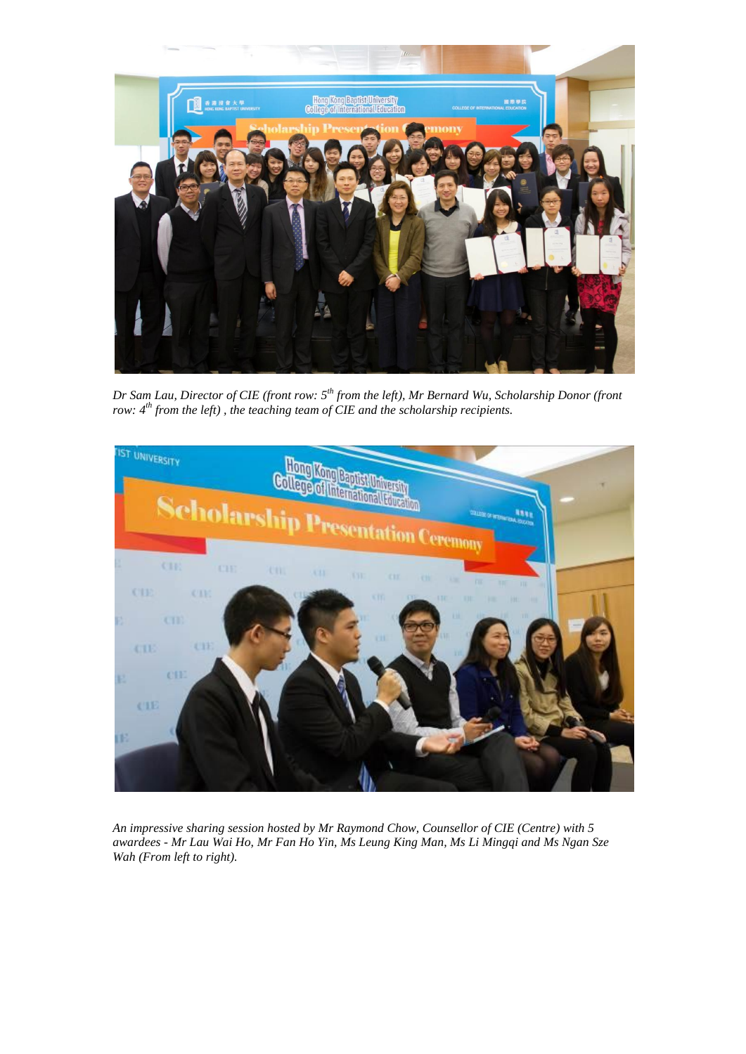Dr Sam Lau, Director of CIE (front row: 5th from the left), Mr Bernard Wu, Scholarship Donor (front row: 4th from the left) , the teaching team of CIE and the scholarship recipients.

An impressive sharing session hosted by Mr Raymond Chow, Counsellor of CIE (Centre) with 5 awardees - Mr Lau Wai Ho, Mr Fan Ho Yin, Ms Leung King Man, Ms Li Mingqi and Ms Ngan Sze Wah (From left to right).